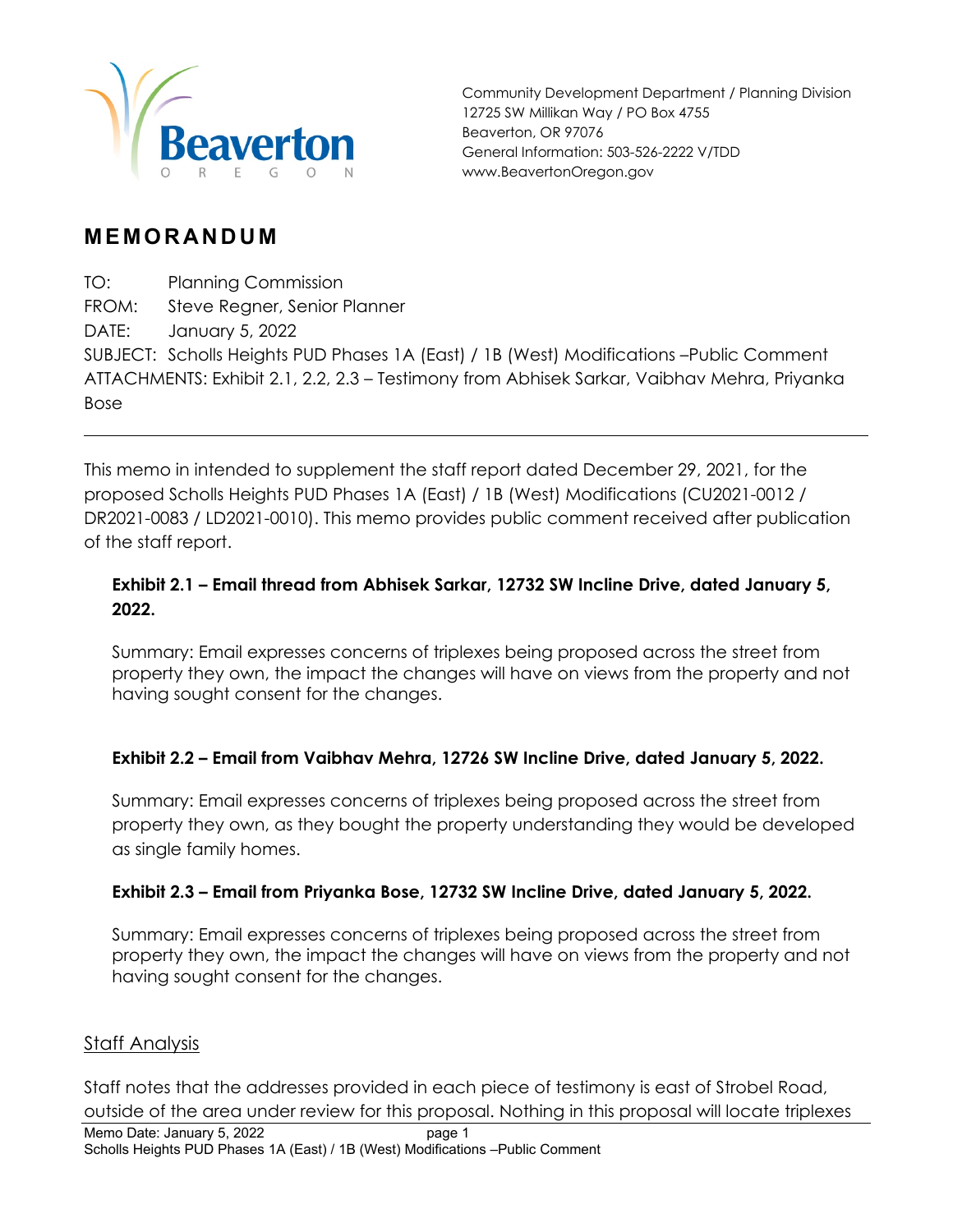Beaverton
OREGON

Community Development Department / Planning Division
12725 SW Millikan Way / PO Box 4755
Beaverton, OR 97076
General Information: 503-526-2222 V/TDD
www.BeavertonOregon.gov

# MEMORANDUM

TO: Planning Commission
FROM: Steve Regner, Senior Planner
DATE: January 5, 2022
SUBJECT: Scholls Heights PUD Phases 1A (East) / 1B (West) Modifications –Public Comment
ATTACHMENTS: Exhibit 2.1, 2.2, 2.3 – Testimony from Abhisek Sarkar, Vaibhav Mehra, Priyanka Bose

---

This memo in intended to supplement the staff report dated December 29, 2021, for the proposed Scholls Heights PUD Phases 1A (East) / 1B (West) Modifications (CU2021-0012 / DR2021-0083 / LD2021-0010). This memo provides public comment received after publication of the staff report.

**Exhibit 2.1 – Email thread from Abhisek Sarkar, 12732 SW Incline Drive, dated January 5, 2022.**

Summary: Email expresses concerns of triplexes being proposed across the street from property they own, the impact the changes will have on views from the property and not having sought consent for the changes.

**Exhibit 2.2 – Email from Vaibhav Mehra, 12726 SW Incline Drive, dated January 5, 2022.**

Summary: Email expresses concerns of triplexes being proposed across the street from property they own, as they bought the property understanding they would be developed as single family homes.

**Exhibit 2.3 – Email from Priyanka Bose, 12732 SW Incline Drive, dated January 5, 2022.**

Summary: Email expresses concerns of triplexes being proposed across the street from property they own, the impact the changes will have on views from the property and not having sought consent for the changes.

## Staff Analysis

Staff notes that the addresses provided in each piece of testimony is east of Strobel Road, outside of the area under review for this proposal. Nothing in this proposal will locate triplexes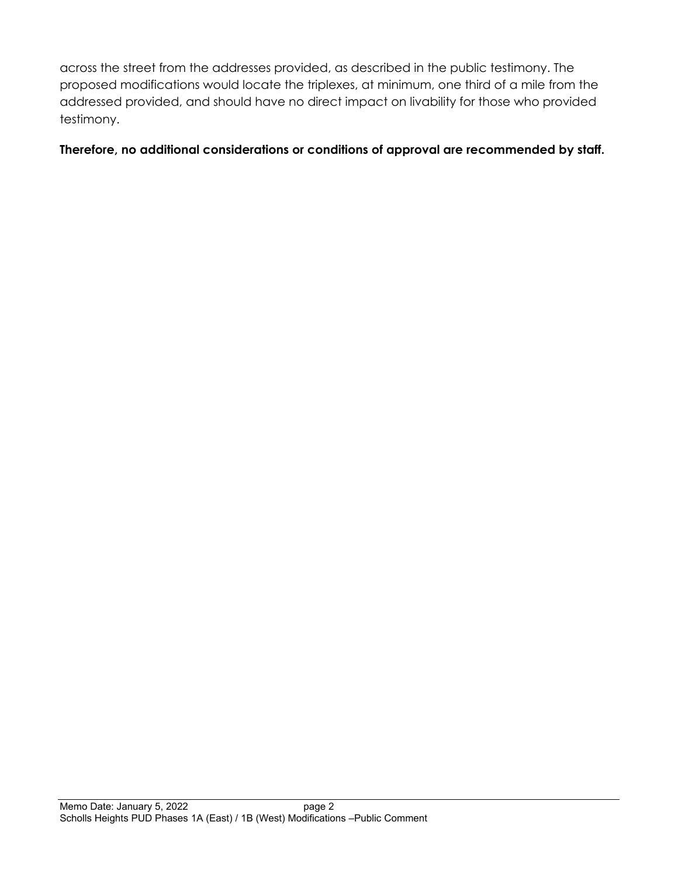across the street from the addresses provided, as described in the public testimony. The proposed modifications would locate the triplexes, at minimum, one third of a mile from the addressed provided, and should have no direct impact on livability for those who provided testimony.

**Therefore, no additional considerations or conditions of approval are recommended by staff.**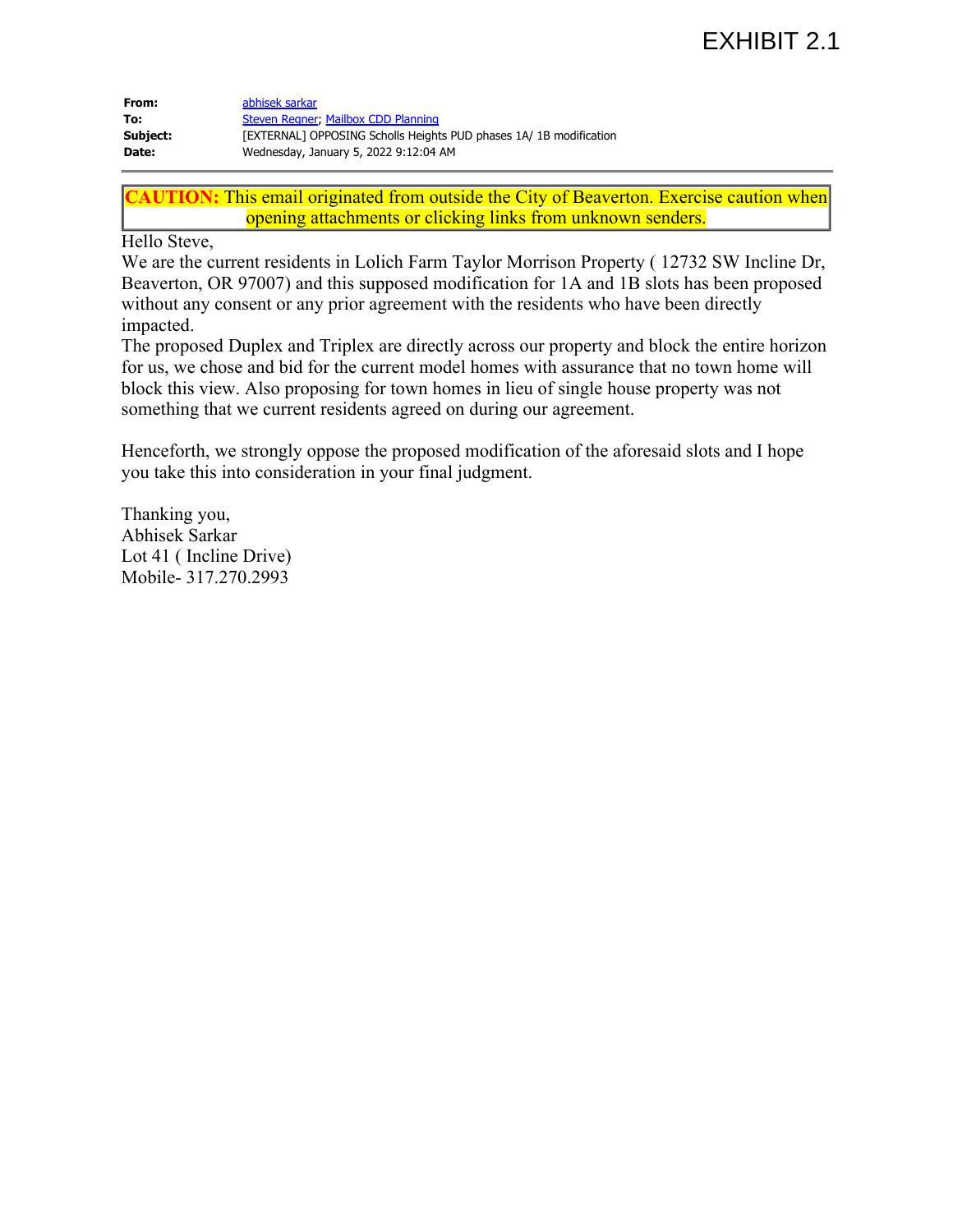EXHIBIT 2.1

| | |
|---|---|
| **From:** | abhisek sarkar |
| **To:** | Steven Regner; Mailbox CDD Planning |
| **Subject:** | [EXTERNAL] OPPOSING Scholls Heights PUD phases 1A/ 1B modification |
| **Date:** | Wednesday, January 5, 2022 9:12:04 AM |

**CAUTION:** This email originated from outside the City of Beaverton. Exercise caution when opening attachments or clicking links from unknown senders.

Hello Steve,

We are the current residents in Lolich Farm Taylor Morrison Property ( 12732 SW Incline Dr, Beaverton, OR 97007) and this supposed modification for 1A and 1B slots has been proposed without any consent or any prior agreement with the residents who have been directly impacted.

The proposed Duplex and Triplex are directly across our property and block the entire horizon for us, we chose and bid for the current model homes with assurance that no town home will block this view. Also proposing for town homes in lieu of single house property was not something that we current residents agreed on during our agreement.

Henceforth, we strongly oppose the proposed modification of the aforesaid slots and I hope you take this into consideration in your final judgment.

Thanking you,
Abhisek Sarkar
Lot 41 ( Incline Drive)
Mobile- 317.270.2993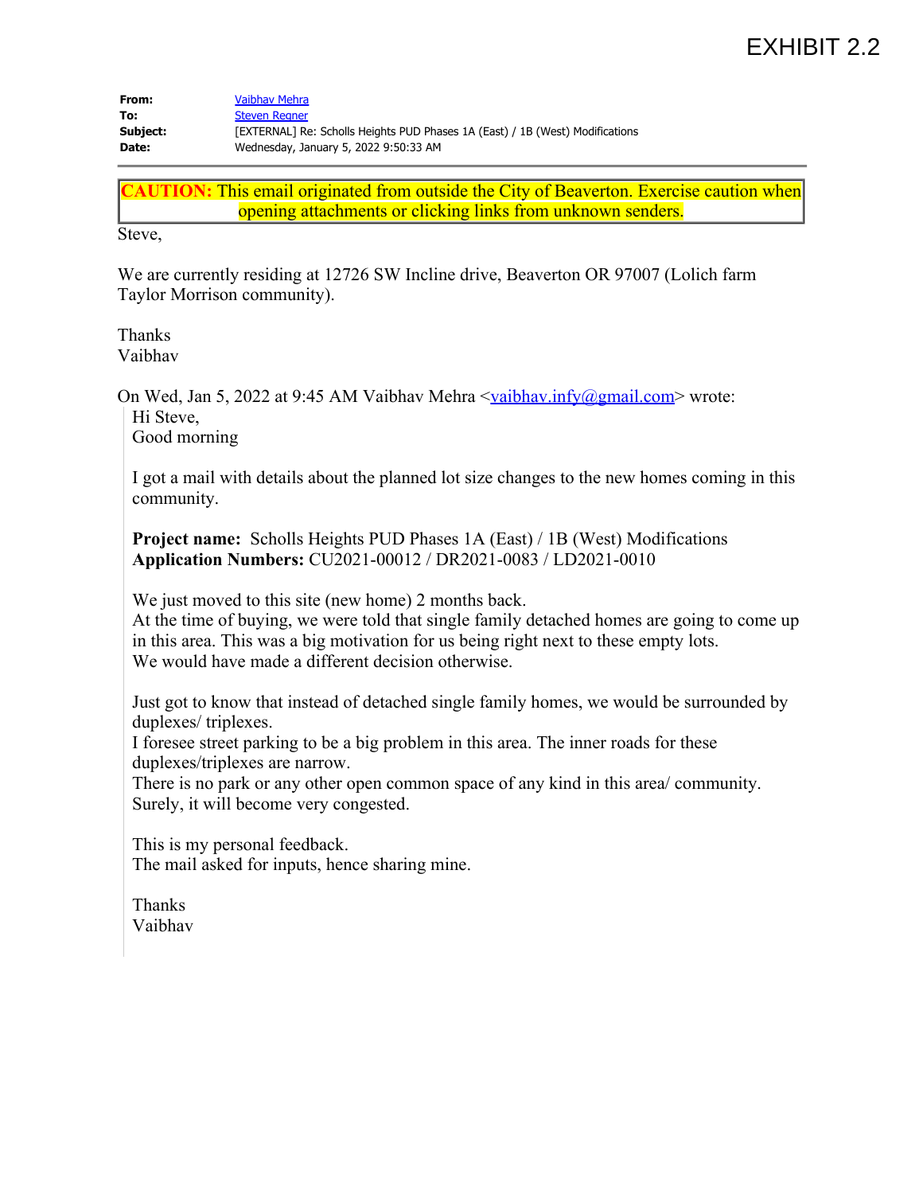EXHIBIT 2.2

**From:** Vaibhav Mehra
**To:** Steven Regner
**Subject:** [EXTERNAL] Re: Scholls Heights PUD Phases 1A (East) / 1B (West) Modifications
**Date:** Wednesday, January 5, 2022 9:50:33 AM

---

**CAUTION:** This email originated from outside the City of Beaverton. Exercise caution when opening attachments or clicking links from unknown senders.

Steve,

We are currently residing at 12726 SW Incline drive, Beaverton OR 97007 (Lolich farm Taylor Morrison community).

Thanks
Vaibhav

On Wed, Jan 5, 2022 at 9:45 AM Vaibhav Mehra <vaibhav.infy@gmail.com> wrote:

> Hi Steve,
> Good morning
>
> I got a mail with details about the planned lot size changes to the new homes coming in this community.
>
> **Project name:** Scholls Heights PUD Phases 1A (East) / 1B (West) Modifications
> **Application Numbers:** CU2021-00012 / DR2021-0083 / LD2021-0010
>
> We just moved to this site (new home) 2 months back.
> At the time of buying, we were told that single family detached homes are going to come up in this area. This was a big motivation for us being right next to these empty lots.
> We would have made a different decision otherwise.
>
> Just got to know that instead of detached single family homes, we would be surrounded by duplexes/ triplexes.
> I foresee street parking to be a big problem in this area. The inner roads for these duplexes/triplexes are narrow.
> There is no park or any other open common space of any kind in this area/ community.
> Surely, it will become very congested.
>
> This is my personal feedback.
> The mail asked for inputs, hence sharing mine.
>
> Thanks
> Vaibhav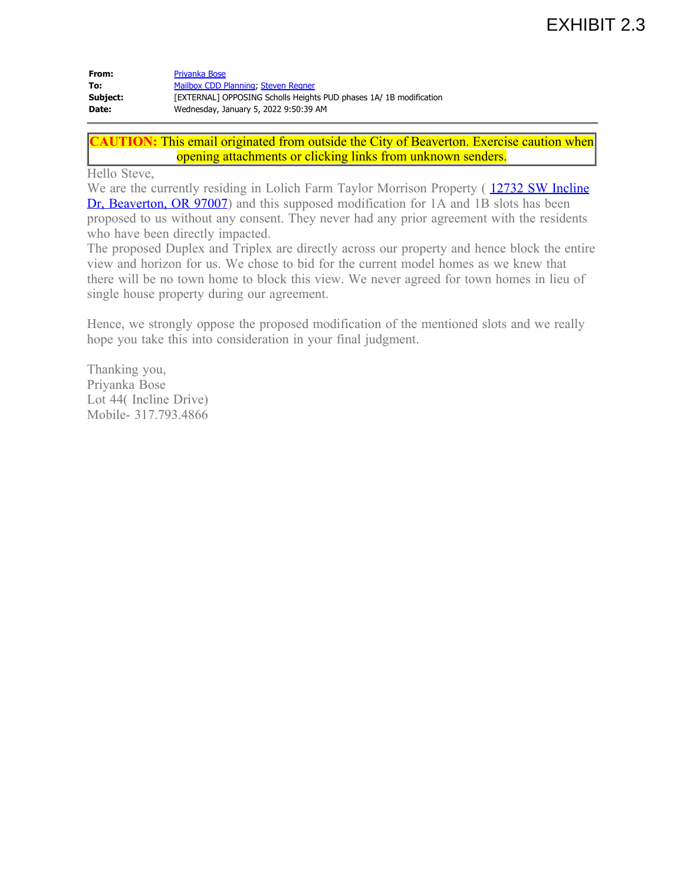EXHIBIT 2.3

**From:** Priyanka Bose
**To:** Mailbox CDD Planning; Steven Regner
**Subject:** [EXTERNAL] OPPOSING Scholls Heights PUD phases 1A/ 1B modification
**Date:** Wednesday, January 5, 2022 9:50:39 AM

---

**CAUTION:** This email originated from outside the City of Beaverton. Exercise caution when opening attachments or clicking links from unknown senders.

Hello Steve,
We are the currently residing in Lolich Farm Taylor Morrison Property ( 12732 SW Incline Dr, Beaverton, OR 97007) and this supposed modification for 1A and 1B slots has been proposed to us without any consent. They never had any prior agreement with the residents who have been directly impacted.
The proposed Duplex and Triplex are directly across our property and hence block the entire view and horizon for us. We chose to bid for the current model homes as we knew that there will be no town home to block this view. We never agreed for town homes in lieu of single house property during our agreement.

Hence, we strongly oppose the proposed modification of the mentioned slots and we really hope you take this into consideration in your final judgment.

Thanking you,
Priyanka Bose
Lot 44( Incline Drive)
Mobile- 317.793.4866